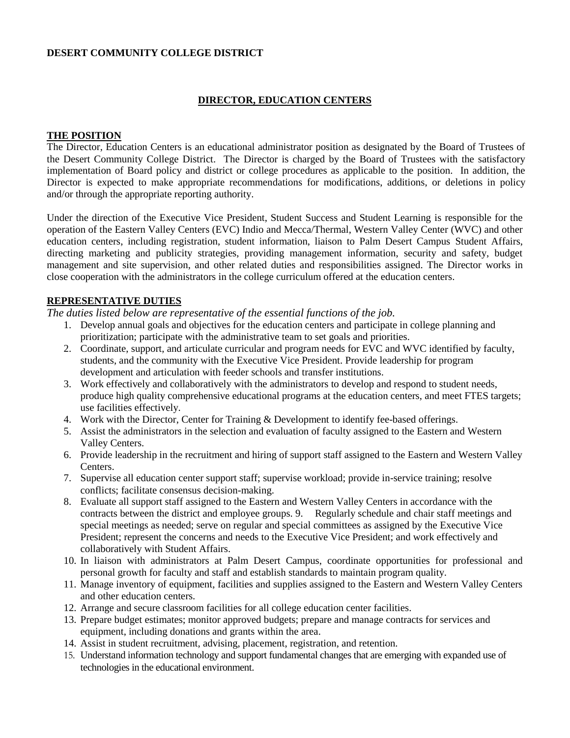**DESERT COMMUNITY COLLEGE DISTRICT**

# DIRECTOR, EDUCATION CENTERS

## THE POSITION

The Director, Education Centers is an educational administrator position as designated by the Board of Trustees of the Desert Community College District. The Director is charged by the Board of Trustees with the satisfactory implementation of Board policy and district or college procedures as applicable to the position. In addition, the Director is expected to make appropriate recommendations for modifications, additions, or deletions in policy and/or through the appropriate reporting authority.

Under the direction of the Executive Vice President, Student Success and Student Learning is responsible for the operation of the Eastern Valley Centers (EVC) Indio and Mecca/Thermal, Western Valley Center (WVC) and other education centers, including registration, student information, liaison to Palm Desert Campus Student Affairs, directing marketing and publicity strategies, providing management information, security and safety, budget management and site supervision, and other related duties and responsibilities assigned. The Director works in close cooperation with the administrators in the college curriculum offered at the education centers.

## REPRESENTATIVE DUTIES

*The duties listed below are representative of the essential functions of the job.*

1. Develop annual goals and objectives for the education centers and participate in college planning and prioritization; participate with the administrative team to set goals and priorities.
2. Coordinate, support, and articulate curricular and program needs for EVC and WVC identified by faculty, students, and the community with the Executive Vice President. Provide leadership for program development and articulation with feeder schools and transfer institutions.
3. Work effectively and collaboratively with the administrators to develop and respond to student needs, produce high quality comprehensive educational programs at the education centers, and meet FTES targets; use facilities effectively.
4. Work with the Director, Center for Training & Development to identify fee-based offerings.
5. Assist the administrators in the selection and evaluation of faculty assigned to the Eastern and Western Valley Centers.
6. Provide leadership in the recruitment and hiring of support staff assigned to the Eastern and Western Valley Centers.
7. Supervise all education center support staff; supervise workload; provide in-service training; resolve conflicts; facilitate consensus decision-making.
8. Evaluate all support staff assigned to the Eastern and Western Valley Centers in accordance with the contracts between the district and employee groups. 9. Regularly schedule and chair staff meetings and special meetings as needed; serve on regular and special committees as assigned by the Executive Vice President; represent the concerns and needs to the Executive Vice President; and work effectively and collaboratively with Student Affairs.
10. In liaison with administrators at Palm Desert Campus, coordinate opportunities for professional and personal growth for faculty and staff and establish standards to maintain program quality.
11. Manage inventory of equipment, facilities and supplies assigned to the Eastern and Western Valley Centers and other education centers.
12. Arrange and secure classroom facilities for all college education center facilities.
13. Prepare budget estimates; monitor approved budgets; prepare and manage contracts for services and equipment, including donations and grants within the area.
14. Assist in student recruitment, advising, placement, registration, and retention.
15. Understand information technology and support fundamental changes that are emerging with expanded use of technologies in the educational environment.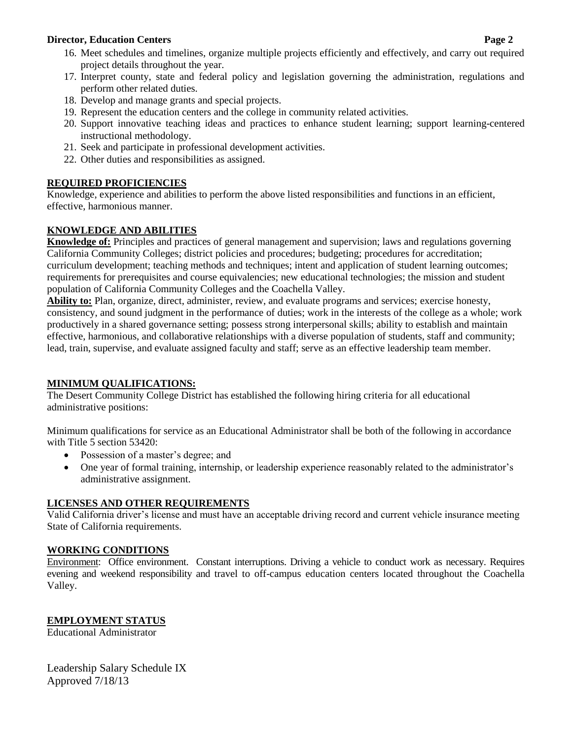16. Meet schedules and timelines, organize multiple projects efficiently and effectively, and carry out required project details throughout the year.
17. Interpret county, state and federal policy and legislation governing the administration, regulations and perform other related duties.
18. Develop and manage grants and special projects.
19. Represent the education centers and the college in community related activities.
20. Support innovative teaching ideas and practices to enhance student learning; support learning-centered instructional methodology.
21. Seek and participate in professional development activities.
22. Other duties and responsibilities as assigned.

## REQUIRED PROFICIENCIES

Knowledge, experience and abilities to perform the above listed responsibilities and functions in an efficient, effective, harmonious manner.

## KNOWLEDGE AND ABILITIES

**Knowledge of:** Principles and practices of general management and supervision; laws and regulations governing California Community Colleges; district policies and procedures; budgeting; procedures for accreditation; curriculum development; teaching methods and techniques; intent and application of student learning outcomes; requirements for prerequisites and course equivalencies; new educational technologies; the mission and student population of California Community Colleges and the Coachella Valley.

**Ability to:** Plan, organize, direct, administer, review, and evaluate programs and services; exercise honesty, consistency, and sound judgment in the performance of duties; work in the interests of the college as a whole; work productively in a shared governance setting; possess strong interpersonal skills; ability to establish and maintain effective, harmonious, and collaborative relationships with a diverse population of students, staff and community; lead, train, supervise, and evaluate assigned faculty and staff; serve as an effective leadership team member.

## MINIMUM QUALIFICATIONS:

The Desert Community College District has established the following hiring criteria for all educational administrative positions:

Minimum qualifications for service as an Educational Administrator shall be both of the following in accordance with Title 5 section 53420:

- Possession of a master's degree; and
- One year of formal training, internship, or leadership experience reasonably related to the administrator's administrative assignment.

## LICENSES AND OTHER REQUIREMENTS

Valid California driver's license and must have an acceptable driving record and current vehicle insurance meeting State of California requirements.

## WORKING CONDITIONS

Environment: Office environment. Constant interruptions. Driving a vehicle to conduct work as necessary. Requires evening and weekend responsibility and travel to off-campus education centers located throughout the Coachella Valley.

## EMPLOYMENT STATUS

Educational Administrator

Leadership Salary Schedule IX
Approved 7/18/13